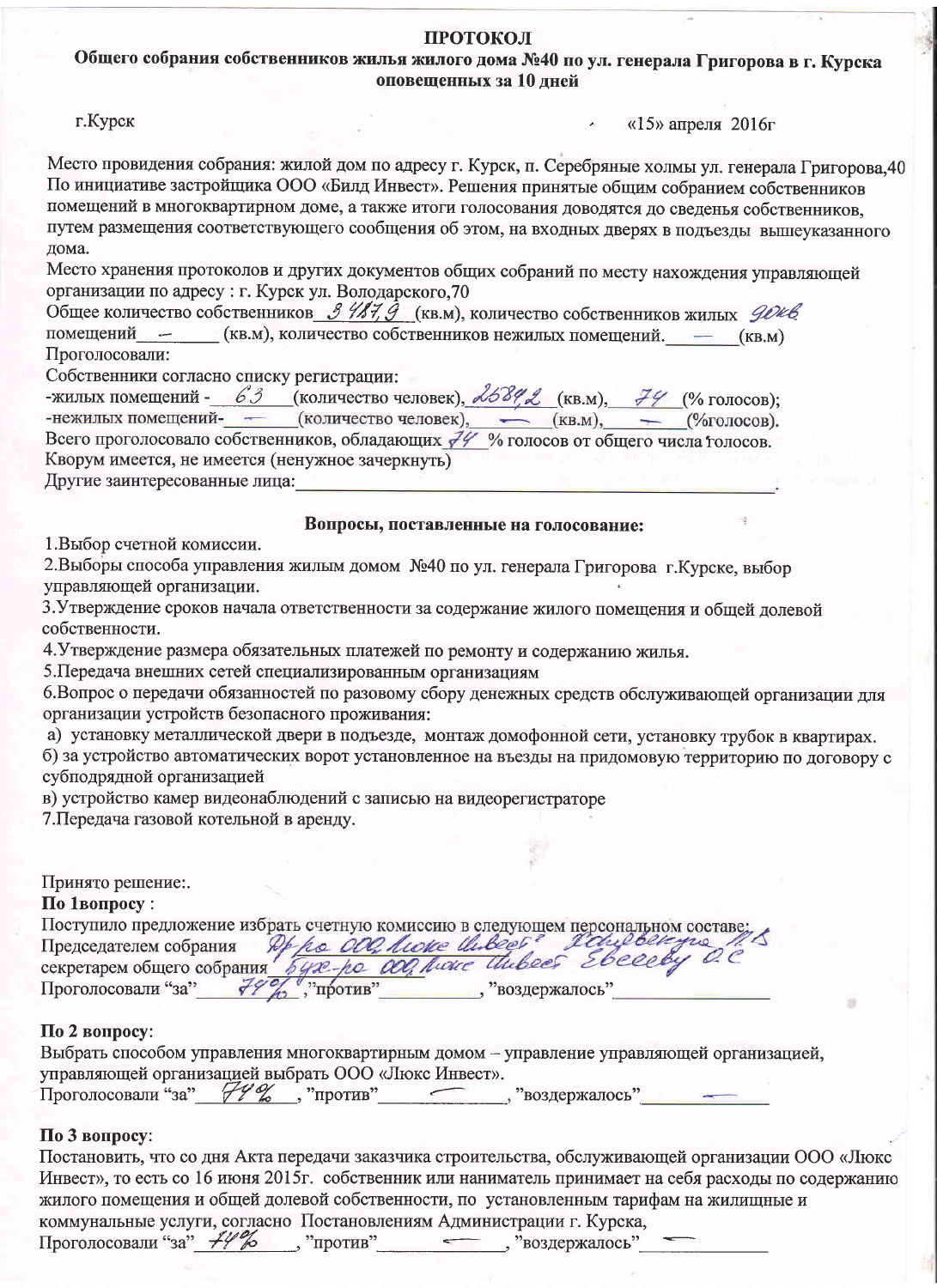**ПРОТОКОЛ**

**Общего собрания собственников жилья жилого дома №40 по ул. генерала Григорова в г. Курска оповещенных за 10 дней**

г.Курск «15» апреля 2016г

Место провидения собрания: жилой дом по адресу г. Курск, п. Серебряные холмы ул. генерала Григорова,40
По инициативе застройщика ООО «Билд Инвест». Решения принятые общим собранием собственников помещений в многоквартирном доме, а также итоги голосования доводятся до сведенья собственников, путем размещения соответствующего сообщения об этом, на входных дверях в подъезды вышеуказанного дома.
Место хранения протоколов и других документов общих собраний по месту нахождения управляющей организации по адресу : г. Курск ул. Володарского,70
Общее количество собственников 3487,9 (кв.м), количество собственников жилых 90кв помещений — (кв.м), количество собственников нежилых помещений. — (кв.м)
Проголосовали:
Собственники согласно списку регистрации:
-жилых помещений - 63 (количество человек), 2584,2 (кв.м), 74 (% голосов);
-нежилых помещений- — (количество человек), — (кв.м), — (%голосов).
Всего проголосовало собственников, обладающих 74 % голосов от общего числа голосов.
Кворум имеется, не имеется (ненужное зачеркнуть)
Другие заинтересованные лица:________________________________.

**Вопросы, поставленные на голосование:**

1.Выбор счетной комиссии.
2.Выборы способа управления жилым домом №40 по ул. генерала Григорова г.Курске, выбор управляющей организации.
3.Утверждение сроков начала ответственности за содержание жилого помещения и общей долевой собственности.
4.Утверждение размера обязательных платежей по ремонту и содержанию жилья.
5.Передача внешних сетей специализированным организациям
6.Вопрос о передачи обязанностей по разовому сбору денежных средств обслуживающей организации для организации устройств безопасного проживания:
а) установку металлической двери в подъезде, монтаж домофонной сети, установку трубок в квартирах.
б) за устройство автоматических ворот установленное на въезды на придомовую территорию по договору с субподрядной организацией
в) устройство камер видеонаблюдений с записью на видеорегистраторе
7.Передача газовой котельной в аренду.

Принято решение:.
**По 1вопросу** :
Поступило предложение избрать счетную комиссию в следующем персональном составе:
Председателем собрания Ди-р ООО Люкс Инвест Ездовенко П.В
секретарем общего собрания Бух-р ООО Люкс Инвест Евсеева О.С
Проголосовали "за" 74% ,"против"__________, "воздержалось"__________

**По 2 вопросу**:
Выбрать способом управления многоквартирным домом – управление управляющей организацией, управляющей организацией выбрать ООО «Люкс Инвест».
Проголосовали "за" 74% , "против" — , "воздержалось" —

**По 3 вопросу**:
Постановить, что со дня Акта передачи заказчика строительства, обслуживающей организации ООО «Люкс Инвест», то есть со 16 июня 2015г. собственник или наниматель принимает на себя расходы по содержанию жилого помещения и общей долевой собственности, по установленным тарифам на жилищные и коммунальные услуги, согласно Постановлениям Администрации г. Курска,
Проголосовали "за" 74% , "против" — , "воздержалось" —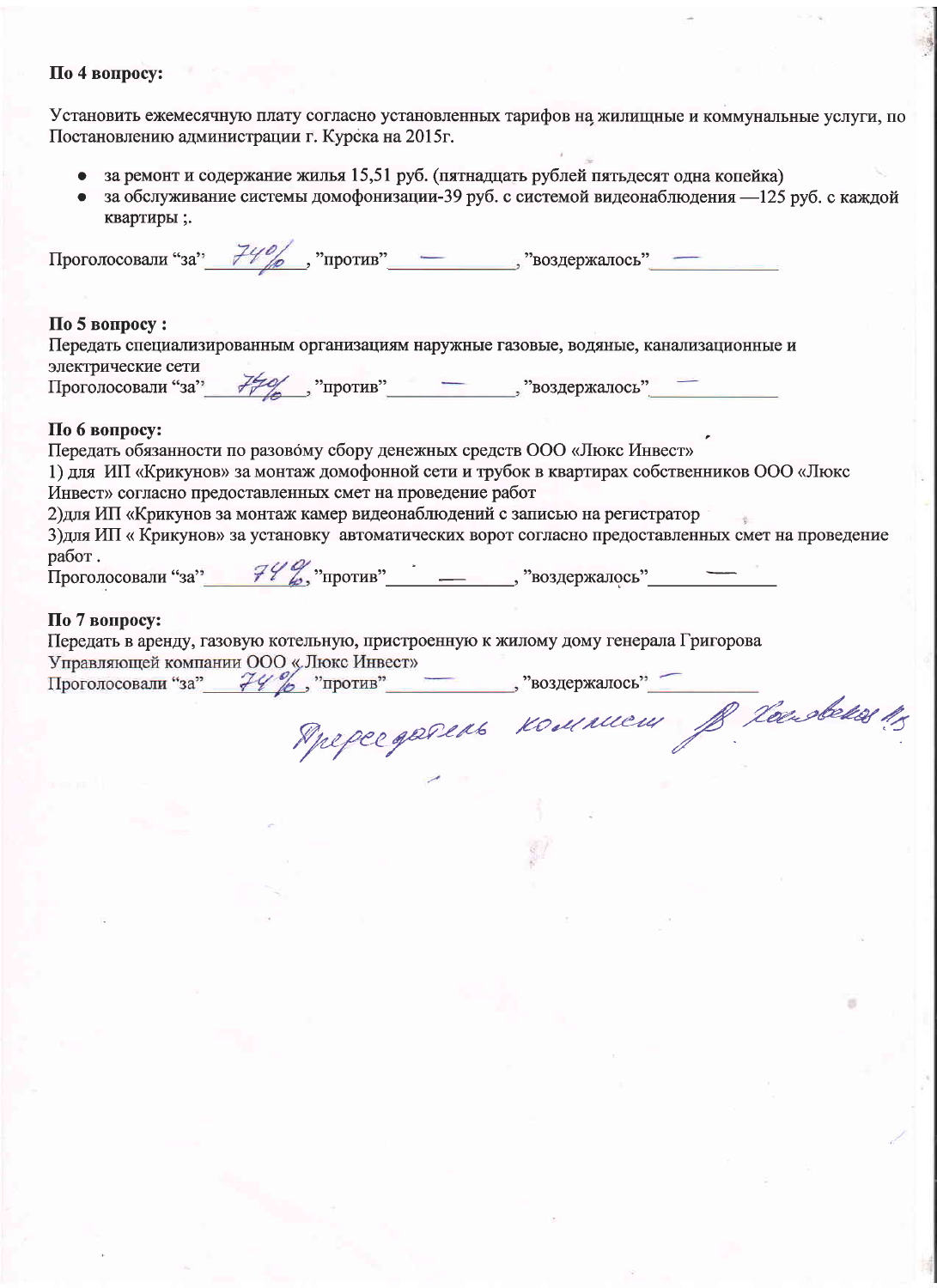**По 4 вопросу:**

Установить ежемесячную плату согласно установленных тарифов на жилищные и коммунальные услуги, по Постановлению администрации г. Курска на 2015г.

- за ремонт и содержание жилья 15,51 руб. (пятнадцать рублей пятьдесят одна копейка)
- за обслуживание системы домофонизации-39 руб. с системой видеонаблюдения —125 руб. с каждой квартиры ;.

Проголосовали "за" 74% , "против" — , "воздержалось" —

**По 5 вопросу :**

Передать специализированным организациям наружные газовые, водяные, канализационные и электрические сети

Проголосовали "за" 74% , "против" — , "воздержалось" —

**По 6 вопросу:**

Передать обязанности по разовому сбору денежных средств ООО «Люкс Инвест»

1) для ИП «Крикунов» за монтаж домофонной сети и трубок в квартирах собственников ООО «Люкс Инвест» согласно предоставленных смет на проведение работ

2)для ИП «Крикунов за монтаж камер видеонаблюдений с записью на регистратор

3)для ИП « Крикунов» за установку автоматических ворот согласно предоставленных смет на проведение работ .

Проголосовали "за" 74% , "против" — , "воздержалось" —

**По 7 вопросу:**

Передать в аренду, газовую котельную, пристроенную к жилому дому генерала Григорова Управляющей компании ООО « Люкс Инвест»

Проголосовали "за" 74% , "против" — , "воздержалось" —

Председатель комиссии [подпись] Хоилевская Н.Б.